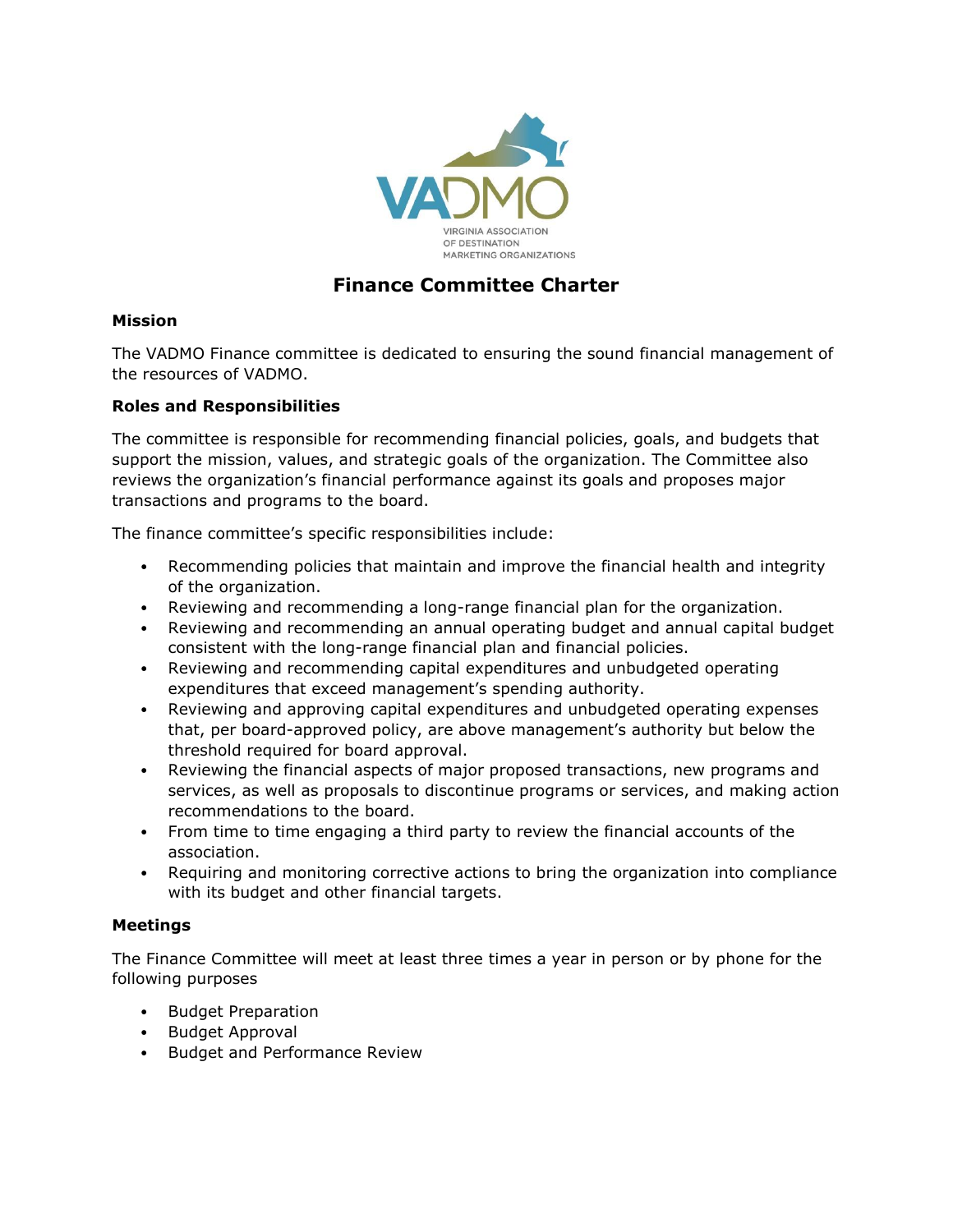VADMO

VIRGINIA ASSOCIATION OF DESTINATION MARKETING ORGANIZATIONS

# Finance Committee Charter

## Mission

The VADMO Finance committee is dedicated to ensuring the sound financial management of the resources of VADMO.

## Roles and Responsibilities

The committee is responsible for recommending financial policies, goals, and budgets that support the mission, values, and strategic goals of the organization. The Committee also reviews the organization's financial performance against its goals and proposes major transactions and programs to the board.

The finance committee's specific responsibilities include:

- Recommending policies that maintain and improve the financial health and integrity of the organization.
- Reviewing and recommending a long-range financial plan for the organization.
- Reviewing and recommending an annual operating budget and annual capital budget consistent with the long-range financial plan and financial policies.
- Reviewing and recommending capital expenditures and unbudgeted operating expenditures that exceed management's spending authority.
- Reviewing and approving capital expenditures and unbudgeted operating expenses that, per board-approved policy, are above management's authority but below the threshold required for board approval.
- Reviewing the financial aspects of major proposed transactions, new programs and services, as well as proposals to discontinue programs or services, and making action recommendations to the board.
- From time to time engaging a third party to review the financial accounts of the association.
- Requiring and monitoring corrective actions to bring the organization into compliance with its budget and other financial targets.

## Meetings

The Finance Committee will meet at least three times a year in person or by phone for the following purposes

- Budget Preparation
- Budget Approval
- Budget and Performance Review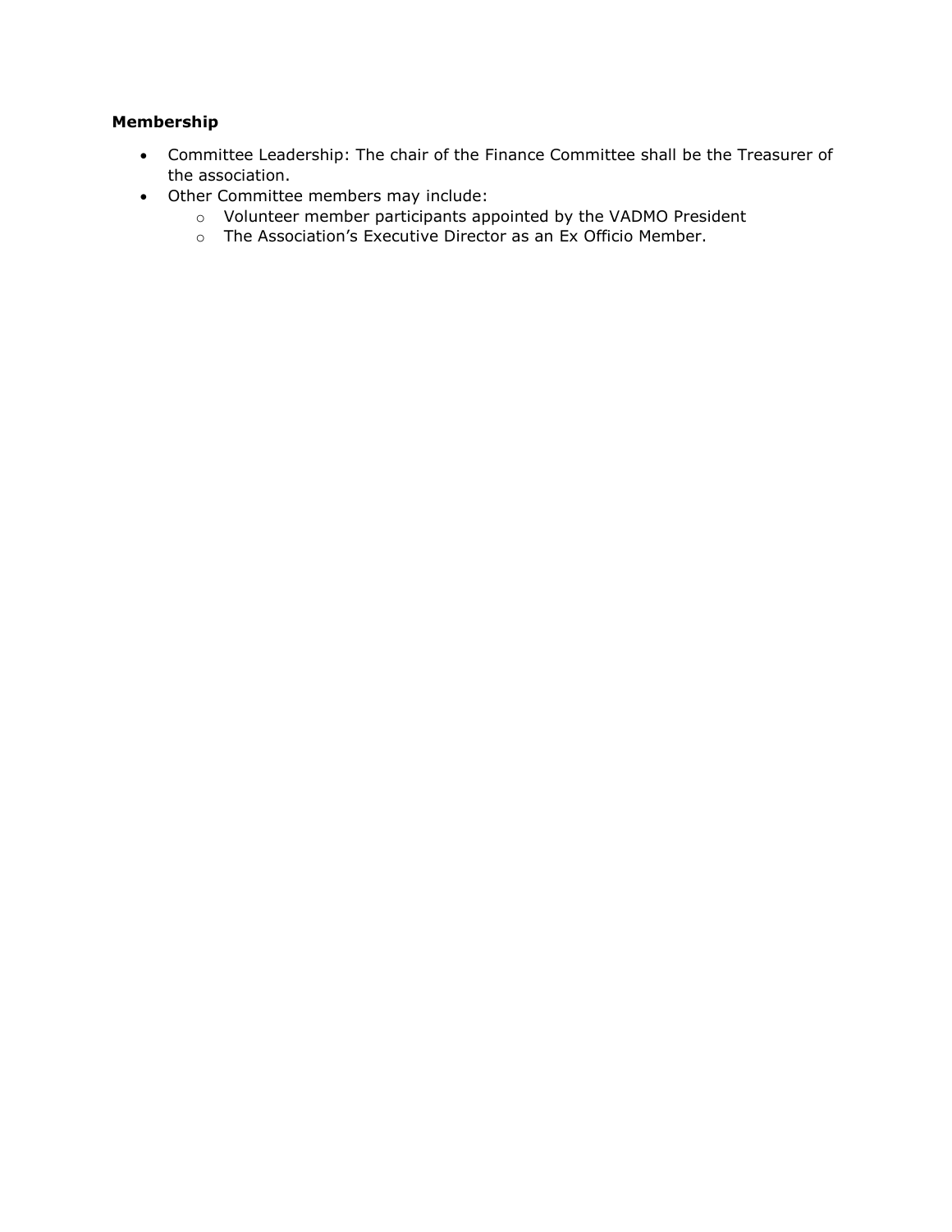**Membership**

- Committee Leadership: The chair of the Finance Committee shall be the Treasurer of the association.
- Other Committee members may include:
  - Volunteer member participants appointed by the VADMO President
  - The Association's Executive Director as an Ex Officio Member.